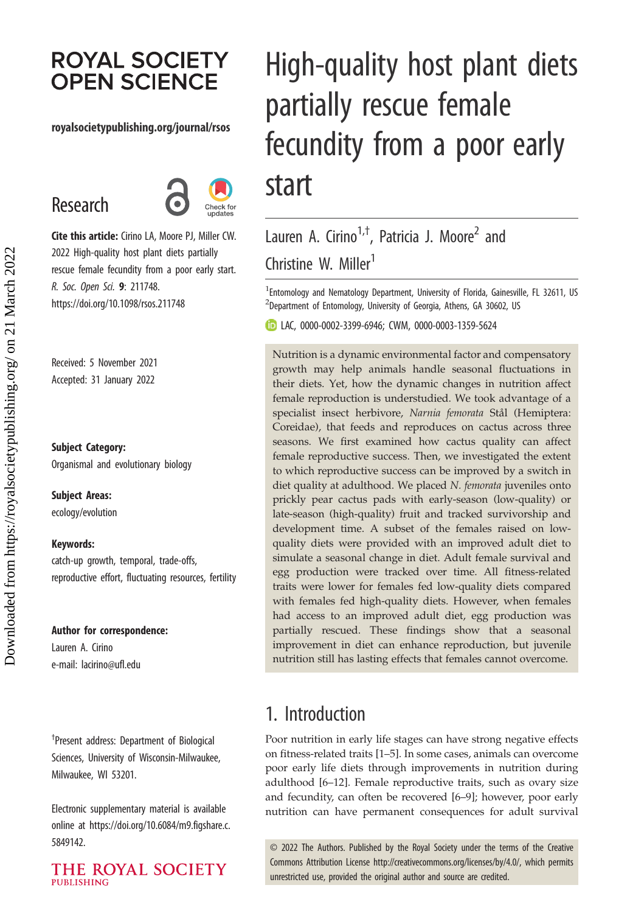# High-quality host plant diets partially rescue female fecundity from a poor early start

Lauren A. Cirino[1,†], Patricia J. Moore[2] and Christine W. Miller[1]

[1]Entomology and Nematology Department, University of Florida, Gainesville, FL 32611, US
[2]Department of Entomology, University of Georgia, Athens, GA 30602, US

LAC, 0000-0002-3399-6946; CWM, 0000-0003-1359-5624

**Cite this article:** Cirino LA, Moore PJ, Miller CW. 2022 High-quality host plant diets partially rescue female fecundity from a poor early start. *R. Soc. Open Sci.* **9**: 211748. https://doi.org/10.1098/rsos.211748

Received: 5 November 2021
Accepted: 31 January 2022

**Subject Category:**
Organismal and evolutionary biology

**Subject Areas:**
ecology/evolution

**Keywords:**
catch-up growth, temporal, trade-offs, reproductive effort, fluctuating resources, fertility

**Author for correspondence:**
Lauren A. Cirino
e-mail: lacirino@ufl.edu

[†]Present address: Department of Biological Sciences, University of Wisconsin-Milwaukee, Milwaukee, WI 53201.

Electronic supplementary material is available online at https://doi.org/10.6084/m9.figshare.c.5849142.

Nutrition is a dynamic environmental factor and compensatory growth may help animals handle seasonal fluctuations in their diets. Yet, how the dynamic changes in nutrition affect female reproduction is understudied. We took advantage of a specialist insect herbivore, *Narnia femorata* Stål (Hemiptera: Coreidae), that feeds and reproduces on cactus across three seasons. We first examined how cactus quality can affect female reproductive success. Then, we investigated the extent to which reproductive success can be improved by a switch in diet quality at adulthood. We placed *N. femorata* juveniles onto prickly pear cactus pads with early-season (low-quality) or late-season (high-quality) fruit and tracked survivorship and development time. A subset of the females raised on low-quality diets were provided with an improved adult diet to simulate a seasonal change in diet. Adult female survival and egg production were tracked over time. All fitness-related traits were lower for females fed low-quality diets compared with females fed high-quality diets. However, when females had access to an improved adult diet, egg production was partially rescued. These findings show that a seasonal improvement in diet can enhance reproduction, but juvenile nutrition still has lasting effects that females cannot overcome.

## 1. Introduction

Poor nutrition in early life stages can have strong negative effects on fitness-related traits [1–5]. In some cases, animals can overcome poor early life diets through improvements in nutrition during adulthood [6–12]. Female reproductive traits, such as ovary size and fecundity, can often be recovered [6–9]; however, poor early nutrition can have permanent consequences for adult survival

© 2022 The Authors. Published by the Royal Society under the terms of the Creative Commons Attribution License http://creativecommons.org/licenses/by/4.0/, which permits unrestricted use, provided the original author and source are credited.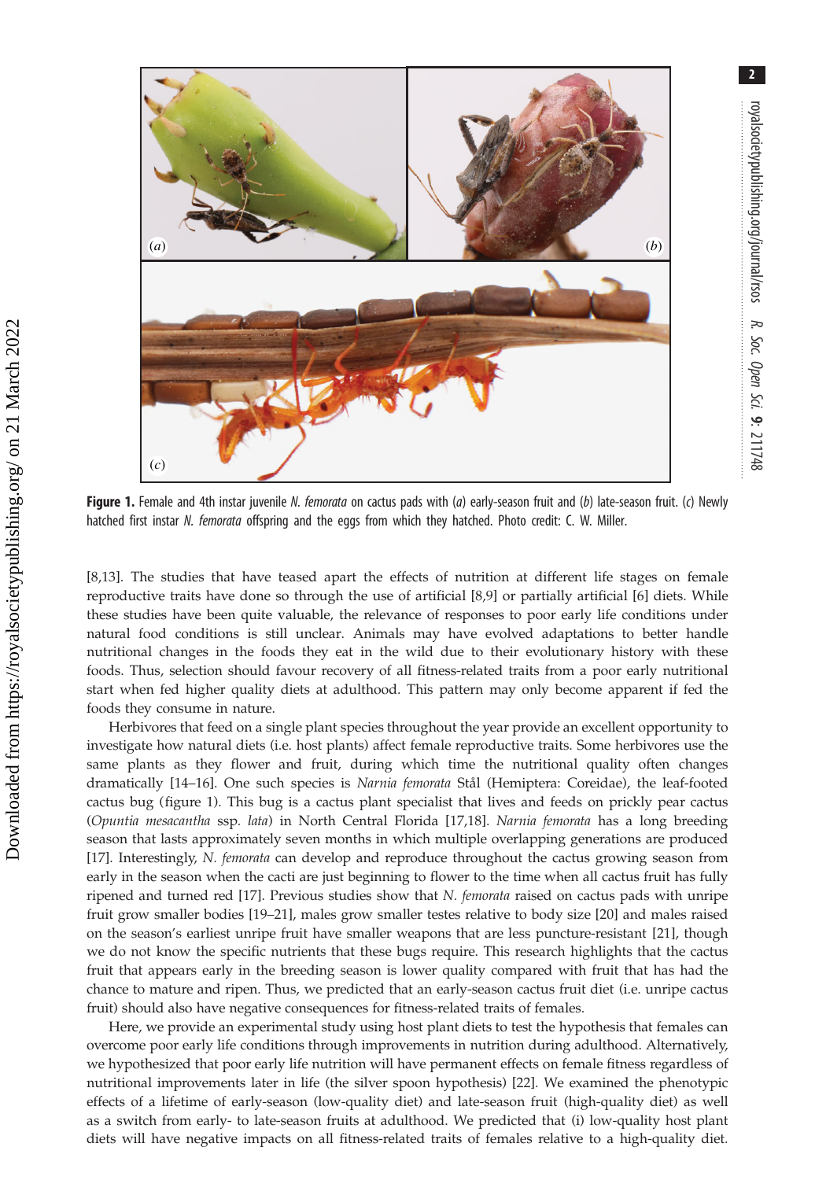**Figure 1.** Female and 4th instar juvenile *N. femorata* on cactus pads with (*a*) early-season fruit and (*b*) late-season fruit. (*c*) Newly hatched first instar *N. femorata* offspring and the eggs from which they hatched. Photo credit: C. W. Miller.

[8,13]. The studies that have teased apart the effects of nutrition at different life stages on female reproductive traits have done so through the use of artificial [8,9] or partially artificial [6] diets. While these studies have been quite valuable, the relevance of responses to poor early life conditions under natural food conditions is still unclear. Animals may have evolved adaptations to better handle nutritional changes in the foods they eat in the wild due to their evolutionary history with these foods. Thus, selection should favour recovery of all fitness-related traits from a poor early nutritional start when fed higher quality diets at adulthood. This pattern may only become apparent if fed the foods they consume in nature.

Herbivores that feed on a single plant species throughout the year provide an excellent opportunity to investigate how natural diets (i.e. host plants) affect female reproductive traits. Some herbivores use the same plants as they flower and fruit, during which time the nutritional quality often changes dramatically [14–16]. One such species is *Narnia femorata* Stål (Hemiptera: Coreidae), the leaf-footed cactus bug (figure 1). This bug is a cactus plant specialist that lives and feeds on prickly pear cactus (*Opuntia mesacantha* ssp. *lata*) in North Central Florida [17,18]. *Narnia femorata* has a long breeding season that lasts approximately seven months in which multiple overlapping generations are produced [17]. Interestingly, *N. femorata* can develop and reproduce throughout the cactus growing season from early in the season when the cacti are just beginning to flower to the time when all cactus fruit has fully ripened and turned red [17]. Previous studies show that *N. femorata* raised on cactus pads with unripe fruit grow smaller bodies [19–21], males grow smaller testes relative to body size [20] and males raised on the season's earliest unripe fruit have smaller weapons that are less puncture-resistant [21], though we do not know the specific nutrients that these bugs require. This research highlights that the cactus fruit that appears early in the breeding season is lower quality compared with fruit that has had the chance to mature and ripen. Thus, we predicted that an early-season cactus fruit diet (i.e. unripe cactus fruit) should also have negative consequences for fitness-related traits of females.

Here, we provide an experimental study using host plant diets to test the hypothesis that females can overcome poor early life conditions through improvements in nutrition during adulthood. Alternatively, we hypothesized that poor early life nutrition will have permanent effects on female fitness regardless of nutritional improvements later in life (the silver spoon hypothesis) [22]. We examined the phenotypic effects of a lifetime of early-season (low-quality diet) and late-season fruit (high-quality diet) as well as a switch from early- to late-season fruits at adulthood. We predicted that (i) low-quality host plant diets will have negative impacts on all fitness-related traits of females relative to a high-quality diet.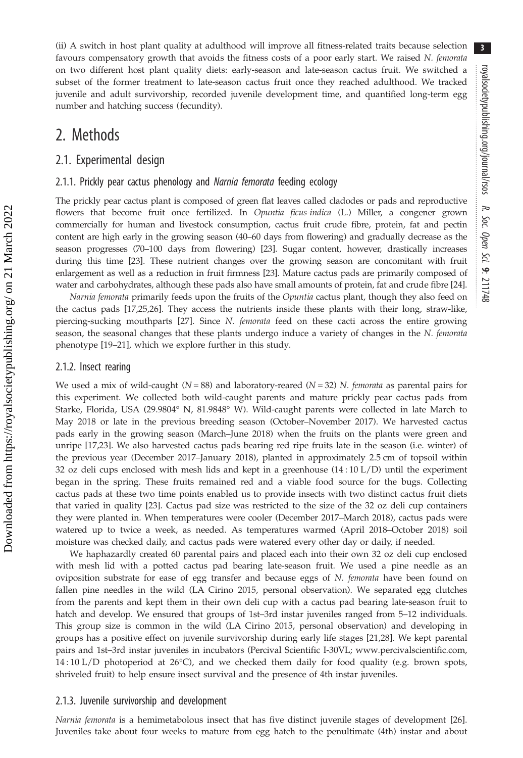(ii) A switch in host plant quality at adulthood will improve all fitness-related traits because selection favours compensatory growth that avoids the fitness costs of a poor early start. We raised *N. femorata* on two different host plant quality diets: early-season and late-season cactus fruit. We switched a subset of the former treatment to late-season cactus fruit once they reached adulthood. We tracked juvenile and adult survivorship, recorded juvenile development time, and quantified long-term egg number and hatching success (fecundity).

# 2. Methods

## 2.1. Experimental design

### 2.1.1. Prickly pear cactus phenology and *Narnia femorata* feeding ecology

The prickly pear cactus plant is composed of green flat leaves called cladodes or pads and reproductive flowers that become fruit once fertilized. In *Opuntia ficus-indica* (L.) Miller, a congener grown commercially for human and livestock consumption, cactus fruit crude fibre, protein, fat and pectin content are high early in the growing season (40–60 days from flowering) and gradually decrease as the season progresses (70–100 days from flowering) [23]. Sugar content, however, drastically increases during this time [23]. These nutrient changes over the growing season are concomitant with fruit enlargement as well as a reduction in fruit firmness [23]. Mature cactus pads are primarily composed of water and carbohydrates, although these pads also have small amounts of protein, fat and crude fibre [24].

*Narnia femorata* primarily feeds upon the fruits of the *Opuntia* cactus plant, though they also feed on the cactus pads [17,25,26]. They access the nutrients inside these plants with their long, straw-like, piercing-sucking mouthparts [27]. Since *N. femorata* feed on these cacti across the entire growing season, the seasonal changes that these plants undergo induce a variety of changes in the *N. femorata* phenotype [19–21], which we explore further in this study.

### 2.1.2. Insect rearing

We used a mix of wild-caught ($N = 88$) and laboratory-reared ($N = 32$) *N. femorata* as parental pairs for this experiment. We collected both wild-caught parents and mature prickly pear cactus pads from Starke, Florida, USA (29.9804° N, 81.9848° W). Wild-caught parents were collected in late March to May 2018 or late in the previous breeding season (October–November 2017). We harvested cactus pads early in the growing season (March–June 2018) when the fruits on the plants were green and unripe [17,23]. We also harvested cactus pads bearing red ripe fruits late in the season (i.e. winter) of the previous year (December 2017–January 2018), planted in approximately 2.5 cm of topsoil within 32 oz deli cups enclosed with mesh lids and kept in a greenhouse (14 : 10 L/D) until the experiment began in the spring. These fruits remained red and a viable food source for the bugs. Collecting cactus pads at these two time points enabled us to provide insects with two distinct cactus fruit diets that varied in quality [23]. Cactus pad size was restricted to the size of the 32 oz deli cup containers they were planted in. When temperatures were cooler (December 2017–March 2018), cactus pads were watered up to twice a week, as needed. As temperatures warmed (April 2018–October 2018) soil moisture was checked daily, and cactus pads were watered every other day or daily, if needed.

We haphazardly created 60 parental pairs and placed each into their own 32 oz deli cup enclosed with mesh lid with a potted cactus pad bearing late-season fruit. We used a pine needle as an oviposition substrate for ease of egg transfer and because eggs of *N. femorata* have been found on fallen pine needles in the wild (LA Cirino 2015, personal observation). We separated egg clutches from the parents and kept them in their own deli cup with a cactus pad bearing late-season fruit to hatch and develop. We ensured that groups of 1st–3rd instar juveniles ranged from 5–12 individuals. This group size is common in the wild (LA Cirino 2015, personal observation) and developing in groups has a positive effect on juvenile survivorship during early life stages [21,28]. We kept parental pairs and 1st–3rd instar juveniles in incubators (Percival Scientific I-30VL; www.percivalscientific.com, 14 : 10 L/D photoperiod at 26°C), and we checked them daily for food quality (e.g. brown spots, shriveled fruit) to help ensure insect survival and the presence of 4th instar juveniles.

### 2.1.3. Juvenile survivorship and development

*Narnia femorata* is a hemimetabolous insect that has five distinct juvenile stages of development [26]. Juveniles take about four weeks to mature from egg hatch to the penultimate (4th) instar and about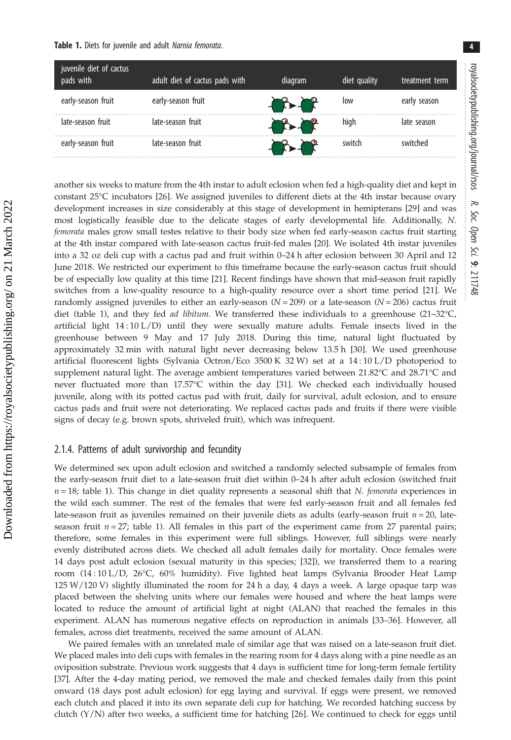**Table 1.** Diets for juvenile and adult *Narnia femorata*.

| juvenile diet of cactus pads with | adult diet of cactus pads with | diagram | diet quality | treatment term |
|---|---|---|---|---|
| early-season fruit | early-season fruit | | low | early season |
| late-season fruit | late-season fruit | | high | late season |
| early-season fruit | late-season fruit | | switch | switched |

another six weeks to mature from the 4th instar to adult eclosion when fed a high-quality diet and kept in constant 25°C incubators [26]. We assigned juveniles to different diets at the 4th instar because ovary development increases in size considerably at this stage of development in hemipterans [29] and was most logistically feasible due to the delicate stages of early developmental life. Additionally, *N. femorata* males grow small testes relative to their body size when fed early-season cactus fruit starting at the 4th instar compared with late-season cactus fruit-fed males [20]. We isolated 4th instar juveniles into a 32 oz deli cup with a cactus pad and fruit within 0–24 h after eclosion between 30 April and 12 June 2018. We restricted our experiment to this timeframe because the early-season cactus fruit should be of especially low quality at this time [21]. Recent findings have shown that mid-season fruit rapidly switches from a low-quality resource to a high-quality resource over a short time period [21]. We randomly assigned juveniles to either an early-season ($N = 209$) or a late-season ($N = 206$) cactus fruit diet (table 1), and they fed *ad libitum*. We transferred these individuals to a greenhouse (21–32°C, artificial light 14 : 10 L/D) until they were sexually mature adults. Female insects lived in the greenhouse between 9 May and 17 July 2018. During this time, natural light fluctuated by approximately 32 min with natural light never decreasing below 13.5 h [30]. We used greenhouse artificial fluorescent lights (Sylvania Octron/Eco 3500 K 32 W) set at a 14 : 10 L/D photoperiod to supplement natural light. The average ambient temperatures varied between 21.82°C and 28.71°C and never fluctuated more than 17.57°C within the day [31]. We checked each individually housed juvenile, along with its potted cactus pad with fruit, daily for survival, adult eclosion, and to ensure cactus pads and fruit were not deteriorating. We replaced cactus pads and fruits if there were visible signs of decay (e.g. brown spots, shriveled fruit), which was infrequent.

### 2.1.4. Patterns of adult survivorship and fecundity

We determined sex upon adult eclosion and switched a randomly selected subsample of females from the early-season fruit diet to a late-season fruit diet within 0–24 h after adult eclosion (switched fruit $n = 18$; table 1). This change in diet quality represents a seasonal shift that *N. femorata* experiences in the wild each summer. The rest of the females that were fed early-season fruit and all females fed late-season fruit as juveniles remained on their juvenile diets as adults (early-season fruit $n = 20$, late-season fruit $n = 27$; table 1). All females in this part of the experiment came from 27 parental pairs; therefore, some females in this experiment were full siblings. However, full siblings were nearly evenly distributed across diets. We checked all adult females daily for mortality. Once females were 14 days post adult eclosion (sexual maturity in this species; [32]), we transferred them to a rearing room (14 : 10 L/D, 26°C, 60% humidity). Five lighted heat lamps (Sylvania Brooder Heat Lamp 125 W/120 V) slightly illuminated the room for 24 h a day, 4 days a week. A large opaque tarp was placed between the shelving units where our females were housed and where the heat lamps were located to reduce the amount of artificial light at night (ALAN) that reached the females in this experiment. ALAN has numerous negative effects on reproduction in animals [33–36]. However, all females, across diet treatments, received the same amount of ALAN.

We paired females with an unrelated male of similar age that was raised on a late-season fruit diet. We placed males into deli cups with females in the rearing room for 4 days along with a pine needle as an oviposition substrate. Previous work suggests that 4 days is sufficient time for long-term female fertility [37]. After the 4-day mating period, we removed the male and checked females daily from this point onward (18 days post adult eclosion) for egg laying and survival. If eggs were present, we removed each clutch and placed it into its own separate deli cup for hatching. We recorded hatching success by clutch (Y/N) after two weeks, a sufficient time for hatching [26]. We continued to check for eggs until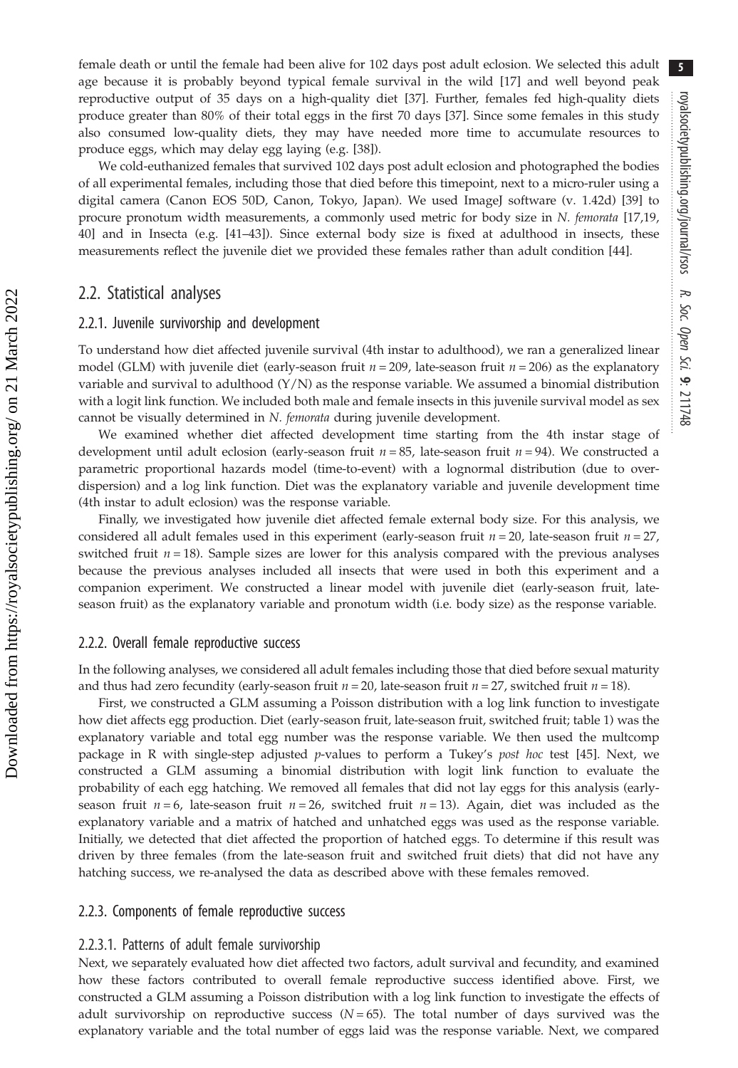female death or until the female had been alive for 102 days post adult eclosion. We selected this adult age because it is probably beyond typical female survival in the wild [17] and well beyond peak reproductive output of 35 days on a high-quality diet [37]. Further, females fed high-quality diets produce greater than 80% of their total eggs in the first 70 days [37]. Since some females in this study also consumed low-quality diets, they may have needed more time to accumulate resources to produce eggs, which may delay egg laying (e.g. [38]).

We cold-euthanized females that survived 102 days post adult eclosion and photographed the bodies of all experimental females, including those that died before this timepoint, next to a micro-ruler using a digital camera (Canon EOS 50D, Canon, Tokyo, Japan). We used ImageJ software (v. 1.42d) [39] to procure pronotum width measurements, a commonly used metric for body size in *N. femorata* [17,19, 40] and in Insecta (e.g. [41–43]). Since external body size is fixed at adulthood in insects, these measurements reflect the juvenile diet we provided these females rather than adult condition [44].

## 2.2. Statistical analyses

### 2.2.1. Juvenile survivorship and development

To understand how diet affected juvenile survival (4th instar to adulthood), we ran a generalized linear model (GLM) with juvenile diet (early-season fruit $n = 209$, late-season fruit $n = 206$) as the explanatory variable and survival to adulthood (Y/N) as the response variable. We assumed a binomial distribution with a logit link function. We included both male and female insects in this juvenile survival model as sex cannot be visually determined in *N. femorata* during juvenile development.

We examined whether diet affected development time starting from the 4th instar stage of development until adult eclosion (early-season fruit $n = 85$, late-season fruit $n = 94$). We constructed a parametric proportional hazards model (time-to-event) with a lognormal distribution (due to over-dispersion) and a log link function. Diet was the explanatory variable and juvenile development time (4th instar to adult eclosion) was the response variable.

Finally, we investigated how juvenile diet affected female external body size. For this analysis, we considered all adult females used in this experiment (early-season fruit $n = 20$, late-season fruit $n = 27$, switched fruit $n = 18$). Sample sizes are lower for this analysis compared with the previous analyses because the previous analyses included all insects that were used in both this experiment and a companion experiment. We constructed a linear model with juvenile diet (early-season fruit, late-season fruit) as the explanatory variable and pronotum width (i.e. body size) as the response variable.

### 2.2.2. Overall female reproductive success

In the following analyses, we considered all adult females including those that died before sexual maturity and thus had zero fecundity (early-season fruit $n = 20$, late-season fruit $n = 27$, switched fruit $n = 18$).

First, we constructed a GLM assuming a Poisson distribution with a log link function to investigate how diet affects egg production. Diet (early-season fruit, late-season fruit, switched fruit; table 1) was the explanatory variable and total egg number was the response variable. We then used the multcomp package in R with single-step adjusted *p*-values to perform a Tukey's *post hoc* test [45]. Next, we constructed a GLM assuming a binomial distribution with logit link function to evaluate the probability of each egg hatching. We removed all females that did not lay eggs for this analysis (early-season fruit $n = 6$, late-season fruit $n = 26$, switched fruit $n = 13$). Again, diet was included as the explanatory variable and a matrix of hatched and unhatched eggs was used as the response variable. Initially, we detected that diet affected the proportion of hatched eggs. To determine if this result was driven by three females (from the late-season fruit and switched fruit diets) that did not have any hatching success, we re-analysed the data as described above with these females removed.

### 2.2.3. Components of female reproductive success

#### 2.2.3.1. Patterns of adult female survivorship

Next, we separately evaluated how diet affected two factors, adult survival and fecundity, and examined how these factors contributed to overall female reproductive success identified above. First, we constructed a GLM assuming a Poisson distribution with a log link function to investigate the effects of adult survivorship on reproductive success ($N = 65$). The total number of days survived was the explanatory variable and the total number of eggs laid was the response variable. Next, we compared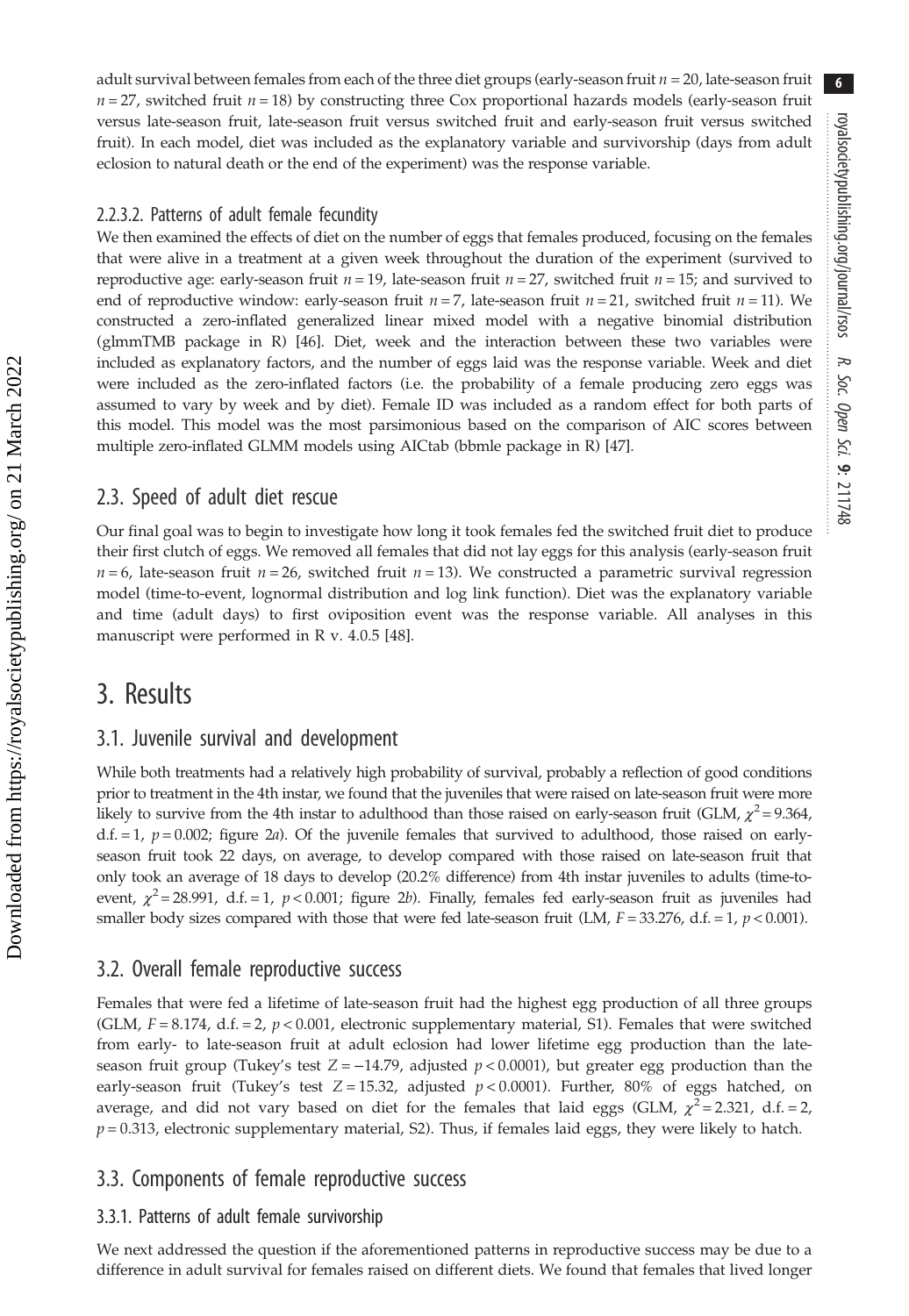adult survival between females from each of the three diet groups (early-season fruit $n = 20$, late-season fruit $n = 27$, switched fruit $n = 18$) by constructing three Cox proportional hazards models (early-season fruit versus late-season fruit, late-season fruit versus switched fruit and early-season fruit versus switched fruit). In each model, diet was included as the explanatory variable and survivorship (days from adult eclosion to natural death or the end of the experiment) was the response variable.

#### 2.2.3.2. Patterns of adult female fecundity

We then examined the effects of diet on the number of eggs that females produced, focusing on the females that were alive in a treatment at a given week throughout the duration of the experiment (survived to reproductive age: early-season fruit $n = 19$, late-season fruit $n = 27$, switched fruit $n = 15$; and survived to end of reproductive window: early-season fruit $n = 7$, late-season fruit $n = 21$, switched fruit $n = 11$). We constructed a zero-inflated generalized linear mixed model with a negative binomial distribution (glmmTMB package in R) [46]. Diet, week and the interaction between these two variables were included as explanatory factors, and the number of eggs laid was the response variable. Week and diet were included as the zero-inflated factors (i.e. the probability of a female producing zero eggs was assumed to vary by week and by diet). Female ID was included as a random effect for both parts of this model. This model was the most parsimonious based on the comparison of AIC scores between multiple zero-inflated GLMM models using AICtab (bbmle package in R) [47].

## 2.3. Speed of adult diet rescue

Our final goal was to begin to investigate how long it took females fed the switched fruit diet to produce their first clutch of eggs. We removed all females that did not lay eggs for this analysis (early-season fruit $n = 6$, late-season fruit $n = 26$, switched fruit $n = 13$). We constructed a parametric survival regression model (time-to-event, lognormal distribution and log link function). Diet was the explanatory variable and time (adult days) to first oviposition event was the response variable. All analyses in this manuscript were performed in R v. 4.0.5 [48].

# 3. Results

## 3.1. Juvenile survival and development

While both treatments had a relatively high probability of survival, probably a reflection of good conditions prior to treatment in the 4th instar, we found that the juveniles that were raised on late-season fruit were more likely to survive from the 4th instar to adulthood than those raised on early-season fruit (GLM, $\chi^2 = 9.364$, d.f. = 1, $p = 0.002$; figure 2*a*). Of the juvenile females that survived to adulthood, those raised on early-season fruit took 22 days, on average, to develop compared with those raised on late-season fruit that only took an average of 18 days to develop (20.2% difference) from 4th instar juveniles to adults (time-to-event, $\chi^2 = 28.991$, d.f. = 1, $p < 0.001$; figure 2*b*). Finally, females fed early-season fruit as juveniles had smaller body sizes compared with those that were fed late-season fruit (LM, $F = 33.276$, d.f. = 1, $p < 0.001$).

## 3.2. Overall female reproductive success

Females that were fed a lifetime of late-season fruit had the highest egg production of all three groups (GLM, $F = 8.174$, d.f. = 2, $p < 0.001$, electronic supplementary material, S1). Females that were switched from early- to late-season fruit at adult eclosion had lower lifetime egg production than the late-season fruit group (Tukey's test $Z = -14.79$, adjusted $p < 0.0001$), but greater egg production than the early-season fruit (Tukey's test $Z = 15.32$, adjusted $p < 0.0001$). Further, 80% of eggs hatched, on average, and did not vary based on diet for the females that laid eggs (GLM, $\chi^2 = 2.321$, d.f. = 2, $p = 0.313$, electronic supplementary material, S2). Thus, if females laid eggs, they were likely to hatch.

## 3.3. Components of female reproductive success

### 3.3.1. Patterns of adult female survivorship

We next addressed the question if the aforementioned patterns in reproductive success may be due to a difference in adult survival for females raised on different diets. We found that females that lived longer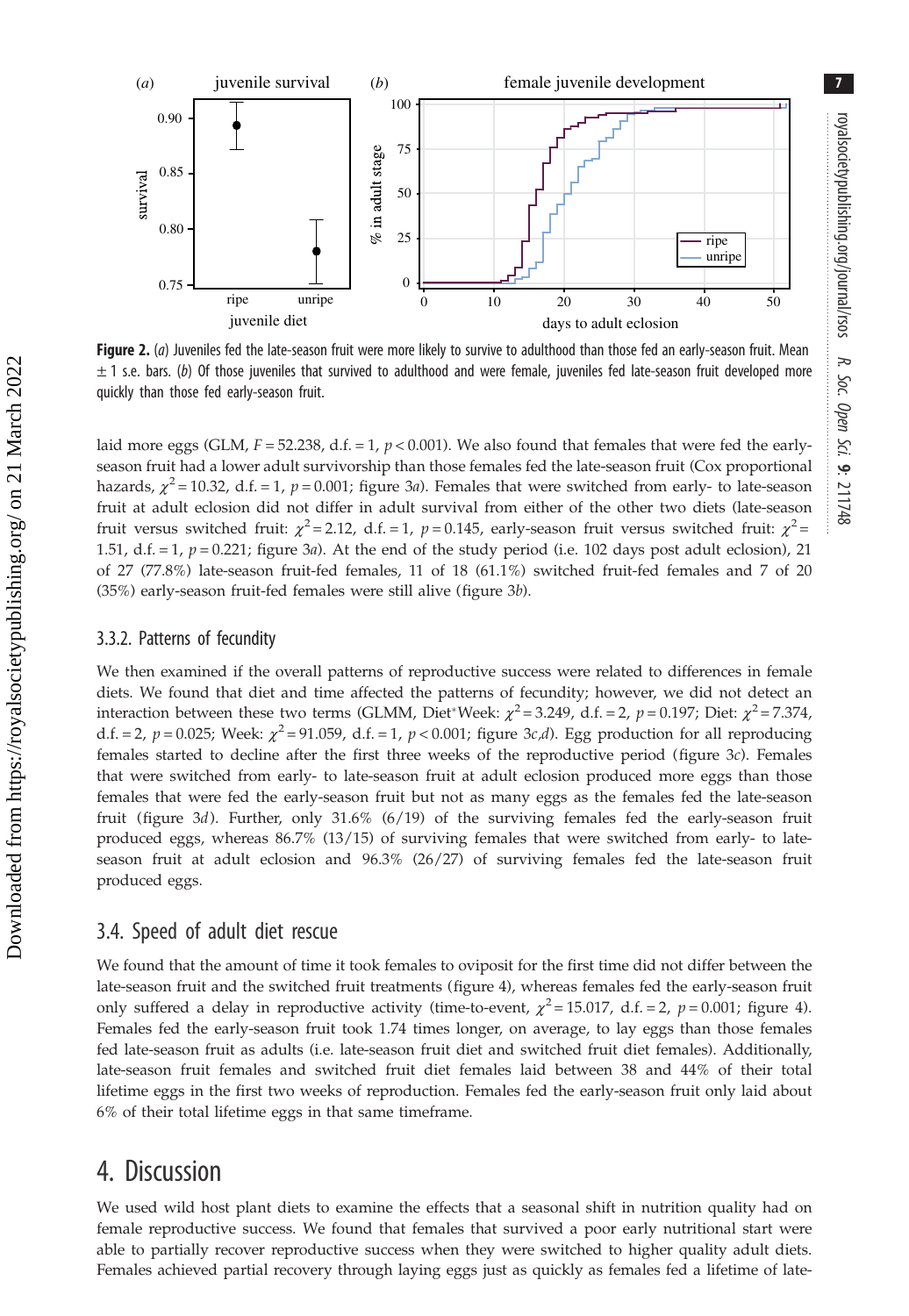Figure 2. (*a*) Juveniles fed the late-season fruit were more likely to survive to adulthood than those fed an early-season fruit. Mean ± 1 s.e. bars. (*b*) Of those juveniles that survived to adulthood and were female, juveniles fed late-season fruit developed more quickly than those fed early-season fruit.

laid more eggs (GLM, $F = 52.238$, d.f. = 1, $p < 0.001$). We also found that females that were fed the early-season fruit had a lower adult survivorship than those females fed the late-season fruit (Cox proportional hazards, $\chi^2 = 10.32$, d.f. = 1, $p = 0.001$; figure 3*a*). Females that were switched from early- to late-season fruit at adult eclosion did not differ in adult survival from either of the other two diets (late-season fruit versus switched fruit: $\chi^2 = 2.12$, d.f. = 1, $p = 0.145$, early-season fruit versus switched fruit: $\chi^2 = 1.51$, d.f. = 1, $p = 0.221$; figure 3*a*). At the end of the study period (i.e. 102 days post adult eclosion), 21 of 27 (77.8%) late-season fruit-fed females, 11 of 18 (61.1%) switched fruit-fed females and 7 of 20 (35%) early-season fruit-fed females were still alive (figure 3*b*).

### 3.3.2. Patterns of fecundity

We then examined if the overall patterns of reproductive success were related to differences in female diets. We found that diet and time affected the patterns of fecundity; however, we did not detect an interaction between these two terms (GLMM, Diet*Week: $\chi^2 = 3.249$, d.f. = 2, $p = 0.197$; Diet: $\chi^2 = 7.374$, d.f. = 2, $p = 0.025$; Week: $\chi^2 = 91.059$, d.f. = 1, $p < 0.001$; figure 3*c*,*d*). Egg production for all reproducing females started to decline after the first three weeks of the reproductive period (figure 3*c*). Females that were switched from early- to late-season fruit at adult eclosion produced more eggs than those females that were fed the early-season fruit but not as many eggs as the females fed the late-season fruit (figure 3*d*). Further, only 31.6% (6/19) of the surviving females fed the early-season fruit produced eggs, whereas 86.7% (13/15) of surviving females that were switched from early- to late-season fruit at adult eclosion and 96.3% (26/27) of surviving females fed the late-season fruit produced eggs.

## 3.4. Speed of adult diet rescue

We found that the amount of time it took females to oviposit for the first time did not differ between the late-season fruit and the switched fruit treatments (figure 4), whereas females fed the early-season fruit only suffered a delay in reproductive activity (time-to-event, $\chi^2 = 15.017$, d.f. = 2, $p = 0.001$; figure 4). Females fed the early-season fruit took 1.74 times longer, on average, to lay eggs than those females fed late-season fruit as adults (i.e. late-season fruit diet and switched fruit diet females). Additionally, late-season fruit females and switched fruit diet females laid between 38 and 44% of their total lifetime eggs in the first two weeks of reproduction. Females fed the early-season fruit only laid about 6% of their total lifetime eggs in that same timeframe.

# 4. Discussion

We used wild host plant diets to examine the effects that a seasonal shift in nutrition quality had on female reproductive success. We found that females that survived a poor early nutritional start were able to partially recover reproductive success when they were switched to higher quality adult diets. Females achieved partial recovery through laying eggs just as quickly as females fed a lifetime of late-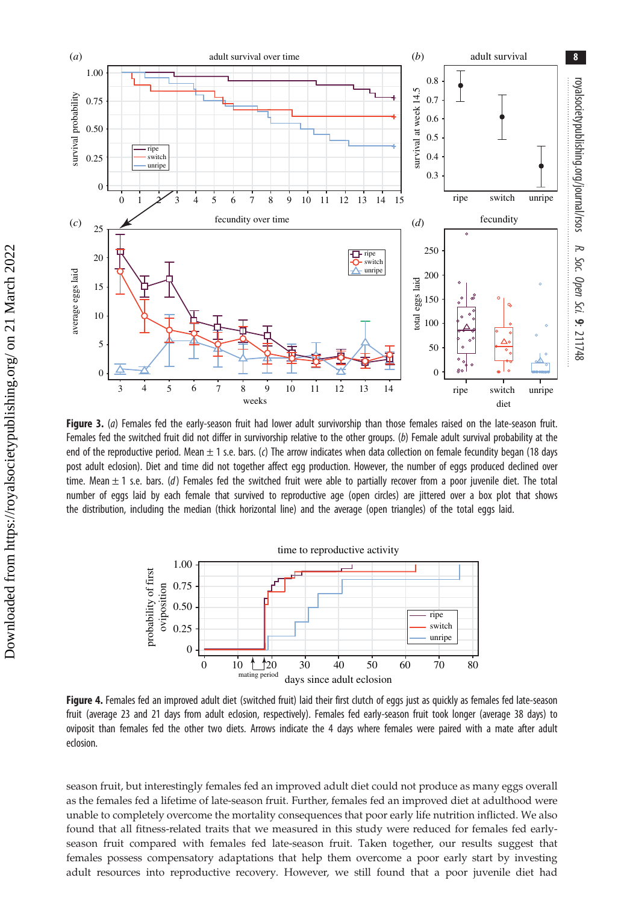**Figure 3.** (*a*) Females fed the early-season fruit had lower adult survivorship than those females raised on the late-season fruit. Females fed the switched fruit did not differ in survivorship relative to the other groups. (*b*) Female adult survival probability at the end of the reproductive period. Mean ± 1 s.e. bars. (*c*) The arrow indicates when data collection on female fecundity began (18 days post adult eclosion). Diet and time did not together affect egg production. However, the number of eggs produced declined over time. Mean ± 1 s.e. bars. (*d*) Females fed the switched fruit were able to partially recover from a poor juvenile diet. The total number of eggs laid by each female that survived to reproductive age (open circles) are jittered over a box plot that shows the distribution, including the median (thick horizontal line) and the average (open triangles) of the total eggs laid.

**Figure 4.** Females fed an improved adult diet (switched fruit) laid their first clutch of eggs just as quickly as females fed late-season fruit (average 23 and 21 days from adult eclosion, respectively). Females fed early-season fruit took longer (average 38 days) to oviposit than females fed the other two diets. Arrows indicate the 4 days where females were paired with a mate after adult eclosion.

season fruit, but interestingly females fed an improved adult diet could not produce as many eggs overall as the females fed a lifetime of late-season fruit. Further, females fed an improved diet at adulthood were unable to completely overcome the mortality consequences that poor early life nutrition inflicted. We also found that all fitness-related traits that we measured in this study were reduced for females fed early-season fruit compared with females fed late-season fruit. Taken together, our results suggest that females possess compensatory adaptations that help them overcome a poor early start by investing adult resources into reproductive recovery. However, we still found that a poor juvenile diet had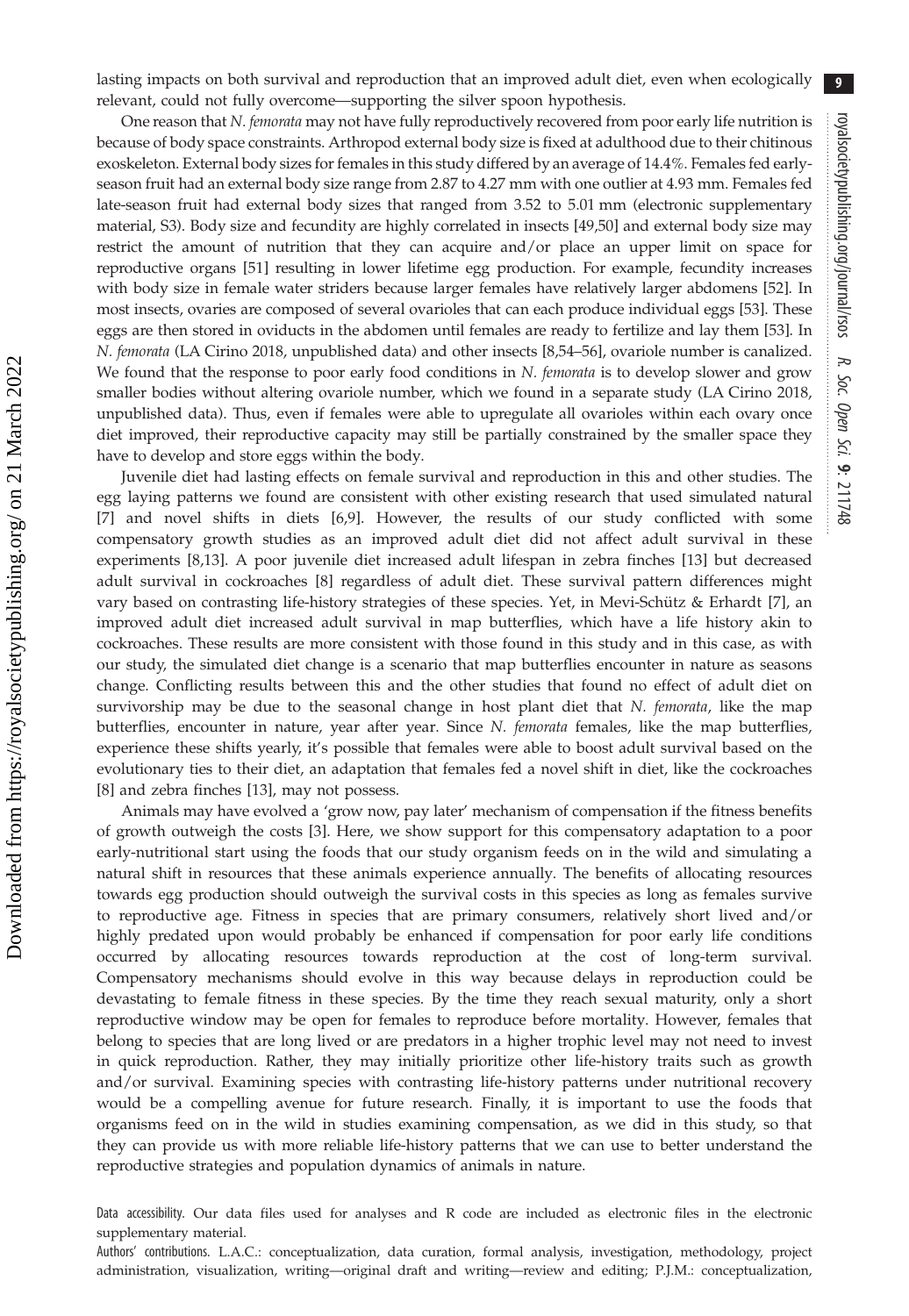lasting impacts on both survival and reproduction that an improved adult diet, even when ecologically relevant, could not fully overcome—supporting the silver spoon hypothesis.

One reason that *N. femorata* may not have fully reproductively recovered from poor early life nutrition is because of body space constraints. Arthropod external body size is fixed at adulthood due to their chitinous exoskeleton. External body sizes for females in this study differed by an average of 14.4%. Females fed early-season fruit had an external body size range from 2.87 to 4.27 mm with one outlier at 4.93 mm. Females fed late-season fruit had external body sizes that ranged from 3.52 to 5.01 mm (electronic supplementary material, S3). Body size and fecundity are highly correlated in insects [49,50] and external body size may restrict the amount of nutrition that they can acquire and/or place an upper limit on space for reproductive organs [51] resulting in lower lifetime egg production. For example, fecundity increases with body size in female water striders because larger females have relatively larger abdomens [52]. In most insects, ovaries are composed of several ovarioles that can each produce individual eggs [53]. These eggs are then stored in oviducts in the abdomen until females are ready to fertilize and lay them [53]. In *N. femorata* (LA Cirino 2018, unpublished data) and other insects [8,54–56], ovariole number is canalized. We found that the response to poor early food conditions in *N. femorata* is to develop slower and grow smaller bodies without altering ovariole number, which we found in a separate study (LA Cirino 2018, unpublished data). Thus, even if females were able to upregulate all ovarioles within each ovary once diet improved, their reproductive capacity may still be partially constrained by the smaller space they have to develop and store eggs within the body.

Juvenile diet had lasting effects on female survival and reproduction in this and other studies. The egg laying patterns we found are consistent with other existing research that used simulated natural [7] and novel shifts in diets [6,9]. However, the results of our study conflicted with some compensatory growth studies as an improved adult diet did not affect adult survival in these experiments [8,13]. A poor juvenile diet increased adult lifespan in zebra finches [13] but decreased adult survival in cockroaches [8] regardless of adult diet. These survival pattern differences might vary based on contrasting life-history strategies of these species. Yet, in Mevi-Schütz & Erhardt [7], an improved adult diet increased adult survival in map butterflies, which have a life history akin to cockroaches. These results are more consistent with those found in this study and in this case, as with our study, the simulated diet change is a scenario that map butterflies encounter in nature as seasons change. Conflicting results between this and the other studies that found no effect of adult diet on survivorship may be due to the seasonal change in host plant diet that *N. femorata*, like the map butterflies, encounter in nature, year after year. Since *N. femorata* females, like the map butterflies, experience these shifts yearly, it's possible that females were able to boost adult survival based on the evolutionary ties to their diet, an adaptation that females fed a novel shift in diet, like the cockroaches [8] and zebra finches [13], may not possess.

Animals may have evolved a 'grow now, pay later' mechanism of compensation if the fitness benefits of growth outweigh the costs [3]. Here, we show support for this compensatory adaptation to a poor early-nutritional start using the foods that our study organism feeds on in the wild and simulating a natural shift in resources that these animals experience annually. The benefits of allocating resources towards egg production should outweigh the survival costs in this species as long as females survive to reproductive age. Fitness in species that are primary consumers, relatively short lived and/or highly predated upon would probably be enhanced if compensation for poor early life conditions occurred by allocating resources towards reproduction at the cost of long-term survival. Compensatory mechanisms should evolve in this way because delays in reproduction could be devastating to female fitness in these species. By the time they reach sexual maturity, only a short reproductive window may be open for females to reproduce before mortality. However, females that belong to species that are long lived or are predators in a higher trophic level may not need to invest in quick reproduction. Rather, they may initially prioritize other life-history traits such as growth and/or survival. Examining species with contrasting life-history patterns under nutritional recovery would be a compelling avenue for future research. Finally, it is important to use the foods that organisms feed on in the wild in studies examining compensation, as we did in this study, so that they can provide us with more reliable life-history patterns that we can use to better understand the reproductive strategies and population dynamics of animals in nature.

Data accessibility. Our data files used for analyses and R code are included as electronic files in the electronic supplementary material.

Authors' contributions. L.A.C.: conceptualization, data curation, formal analysis, investigation, methodology, project administration, visualization, writing—original draft and writing—review and editing; P.J.M.: conceptualization,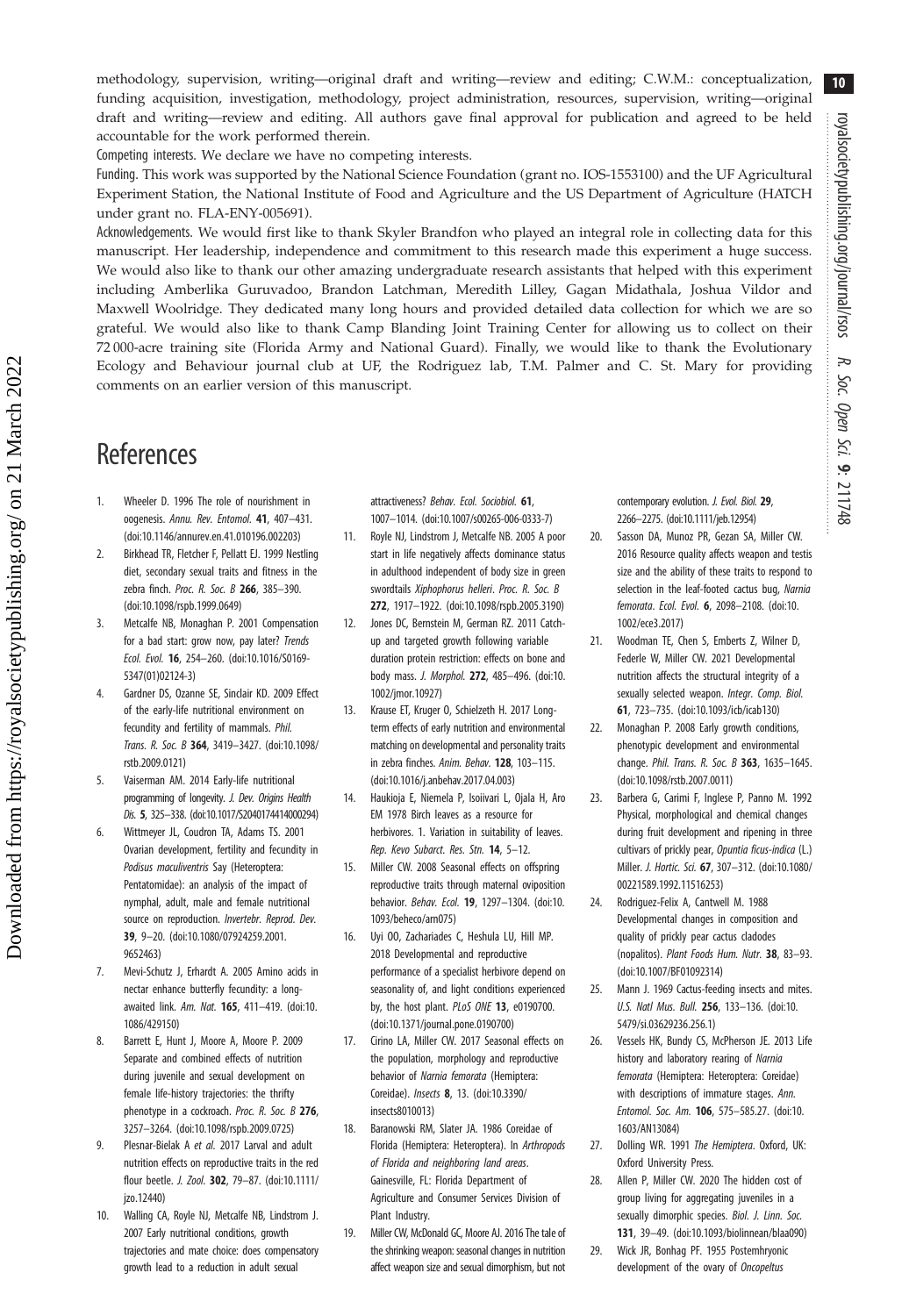methodology, supervision, writing—original draft and writing—review and editing; C.W.M.: conceptualization, funding acquisition, investigation, methodology, project administration, resources, supervision, writing—original draft and writing—review and editing. All authors gave final approval for publication and agreed to be held accountable for the work performed therein.

Competing interests. We declare we have no competing interests.

Funding. This work was supported by the National Science Foundation (grant no. IOS-1553100) and the UF Agricultural Experiment Station, the National Institute of Food and Agriculture and the US Department of Agriculture (HATCH under grant no. FLA-ENY-005691).

Acknowledgements. We would first like to thank Skyler Brandfon who played an integral role in collecting data for this manuscript. Her leadership, independence and commitment to this research made this experiment a huge success. We would also like to thank our other amazing undergraduate research assistants that helped with this experiment including Amberlika Guruvadoo, Brandon Latchman, Meredith Lilley, Gagan Midathala, Joshua Vildor and Maxwell Woolridge. They dedicated many long hours and provided detailed data collection for which we are so grateful. We would also like to thank Camp Blanding Joint Training Center for allowing us to collect on their 72 000-acre training site (Florida Army and National Guard). Finally, we would like to thank the Evolutionary Ecology and Behaviour journal club at UF, the Rodriguez lab, T.M. Palmer and C. St. Mary for providing comments on an earlier version of this manuscript.

# References

1. Wheeler D. 1996 The role of nourishment in oogenesis. *Annu. Rev. Entomol.* **41**, 407–431. (doi:10.1146/annurev.en.41.010196.002203)
2. Birkhead TR, Fletcher F, Pellatt EJ. 1999 Nestling diet, secondary sexual traits and fitness in the zebra finch. *Proc. R. Soc. B* **266**, 385–390. (doi:10.1098/rspb.1999.0649)
3. Metcalfe NB, Monaghan P. 2001 Compensation for a bad start: grow now, pay later? *Trends Ecol. Evol.* **16**, 254–260. (doi:10.1016/S0169-5347(01)02124-3)
4. Gardner DS, Ozanne SE, Sinclair KD. 2009 Effect of the early-life nutritional environment on fecundity and fertility of mammals. *Phil. Trans. R. Soc. B* **364**, 3419–3427. (doi:10.1098/rstb.2009.0121)
5. Vaiserman AM. 2014 Early-life nutritional programming of longevity. *J. Dev. Origins Health Dis.* **5**, 325–338. (doi:10.1017/S2040174414000294)
6. Wittmeyer JL, Coudron TA, Adams TS. 2001 Ovarian development, fertility and fecundity in *Podisus maculiventris* Say (Heteroptera: Pentatomidae): an analysis of the impact of nymphal, adult, male and female nutritional source on reproduction. *Invertebr. Reprod. Dev.* **39**, 9–20. (doi:10.1080/07924259.2001.9652463)
7. Mevi-Schutz J, Erhardt A. 2005 Amino acids in nectar enhance butterfly fecundity: a long-awaited link. *Am. Nat.* **165**, 411–419. (doi:10.1086/429150)
8. Barrett E, Hunt J, Moore A, Moore P. 2009 Separate and combined effects of nutrition during juvenile and sexual development on female life-history trajectories: the thrifty phenotype in a cockroach. *Proc. R. Soc. B* **276**, 3257–3264. (doi:10.1098/rspb.2009.0725)
9. Plesnar-Bielak A *et al.* 2017 Larval and adult nutrition effects on reproductive traits in the red flour beetle. *J. Zool.* **302**, 79–87. (doi:10.1111/jzo.12440)
10. Walling CA, Royle NJ, Metcalfe NB, Lindstrom J. 2007 Early nutritional conditions, growth trajectories and mate choice: does compensatory growth lead to a reduction in adult sexual attractiveness? *Behav. Ecol. Sociobiol.* **61**, 1007–1014. (doi:10.1007/s00265-006-0333-7)
11. Royle NJ, Lindstrom J, Metcalfe NB. 2005 A poor start in life negatively affects dominance status in adulthood independent of body size in green swordtails *Xiphophorus helleri*. *Proc. R. Soc. B* **272**, 1917–1922. (doi:10.1098/rspb.2005.3190)
12. Jones DC, Bernstein M, German RZ. 2011 Catch-up and targeted growth following variable duration protein restriction: effects on bone and body mass. *J. Morphol.* **272**, 485–496. (doi:10.1002/jmor.10927)
13. Krause ET, Kruger O, Schielzeth H. 2017 Long-term effects of early nutrition and environmental matching on developmental and personality traits in zebra finches. *Anim. Behav.* **128**, 103–115. (doi:10.1016/j.anbehav.2017.04.003)
14. Haukioja E, Niemela P, Isoiivari L, Ojala H, Aro EM 1978 Birch leaves as a resource for herbivores. 1. Variation in suitability of leaves. *Rep. Kevo Subarct. Res. Stn.* **14**, 5–12.
15. Miller CW. 2008 Seasonal effects on offspring reproductive traits through maternal oviposition behavior. *Behav. Ecol.* **19**, 1297–1304. (doi:10.1093/beheco/arn075)
16. Uyi OO, Zachariades C, Heshula LU, Hill MP. 2018 Developmental and reproductive performance of a specialist herbivore depend on seasonality of, and light conditions experienced by, the host plant. *PLoS ONE* **13**, e0190700. (doi:10.1371/journal.pone.0190700)
17. Cirino LA, Miller CW. 2017 Seasonal effects on the population, morphology and reproductive behavior of *Narnia femorata* (Hemiptera: Coreidae). *Insects* **8**, 13. (doi:10.3390/insects8010013)
18. Baranowski RM, Slater JA. 1986 Coreidae of Florida (Hemiptera: Heteroptera). In *Arthropods of Florida and neighboring land areas*. Gainesville, FL: Florida Department of Agriculture and Consumer Services Division of Plant Industry.
19. Miller CW, McDonald GC, Moore AJ. 2016 The tale of the shrinking weapon: seasonal changes in nutrition affect weapon size and sexual dimorphism, but not contemporary evolution. *J. Evol. Biol.* **29**, 2266–2275. (doi:10.1111/jeb.12954)
20. Sasson DA, Munoz PR, Gezan SA, Miller CW. 2016 Resource quality affects weapon and testis size and the ability of these traits to respond to selection in the leaf-footed cactus bug, *Narnia femorata*. *Ecol. Evol.* **6**, 2098–2108. (doi:10.1002/ece3.2017)
21. Woodman TE, Chen S, Emberts Z, Wilner D, Federle W, Miller CW. 2021 Developmental nutrition affects the structural integrity of a sexually selected weapon. *Integr. Comp. Biol.* **61**, 723–735. (doi:10.1093/icb/icab130)
22. Monaghan P. 2008 Early growth conditions, phenotypic development and environmental change. *Phil. Trans. R. Soc. B* **363**, 1635–1645. (doi:10.1098/rstb.2007.0011)
23. Barbera G, Carimi F, Inglese P, Panno M. 1992 Physical, morphological and chemical changes during fruit development and ripening in three cultivars of prickly pear, *Opuntia ficus-indica* (L.) Miller. *J. Hortic. Sci.* **67**, 307–312. (doi:10.1080/00221589.1992.11516253)
24. Rodriguez-Felix A, Cantwell M. 1988 Developmental changes in composition and quality of prickly pear cactus cladodes (nopalitos). *Plant Foods Hum. Nutr.* **38**, 83–93. (doi:10.1007/BF01092314)
25. Mann J. 1969 Cactus-feeding insects and mites. *U.S. Natl Mus. Bull.* **256**, 133–136. (doi:10.5479/si.03629236.256.1)
26. Vessels HK, Bundy CS, McPherson JE. 2013 Life history and laboratory rearing of *Narnia femorata* (Hemiptera: Heteroptera: Coreidae) with descriptions of immature stages. *Ann. Entomol. Soc. Am.* **106**, 575–585.27. (doi:10.1603/AN13084)
27. Dolling WR. 1991 *The Hemiptera*. Oxford, UK: Oxford University Press.
28. Allen P, Miller CW. 2020 The hidden cost of group living for aggregating juveniles in a sexually dimorphic species. *Biol. J. Linn. Soc.* **131**, 39–49. (doi:10.1093/biolinnean/blaa090)
29. Wick JR, Bonhag PF. 1955 Postemhryonic development of the ovary of *Oncopeltus*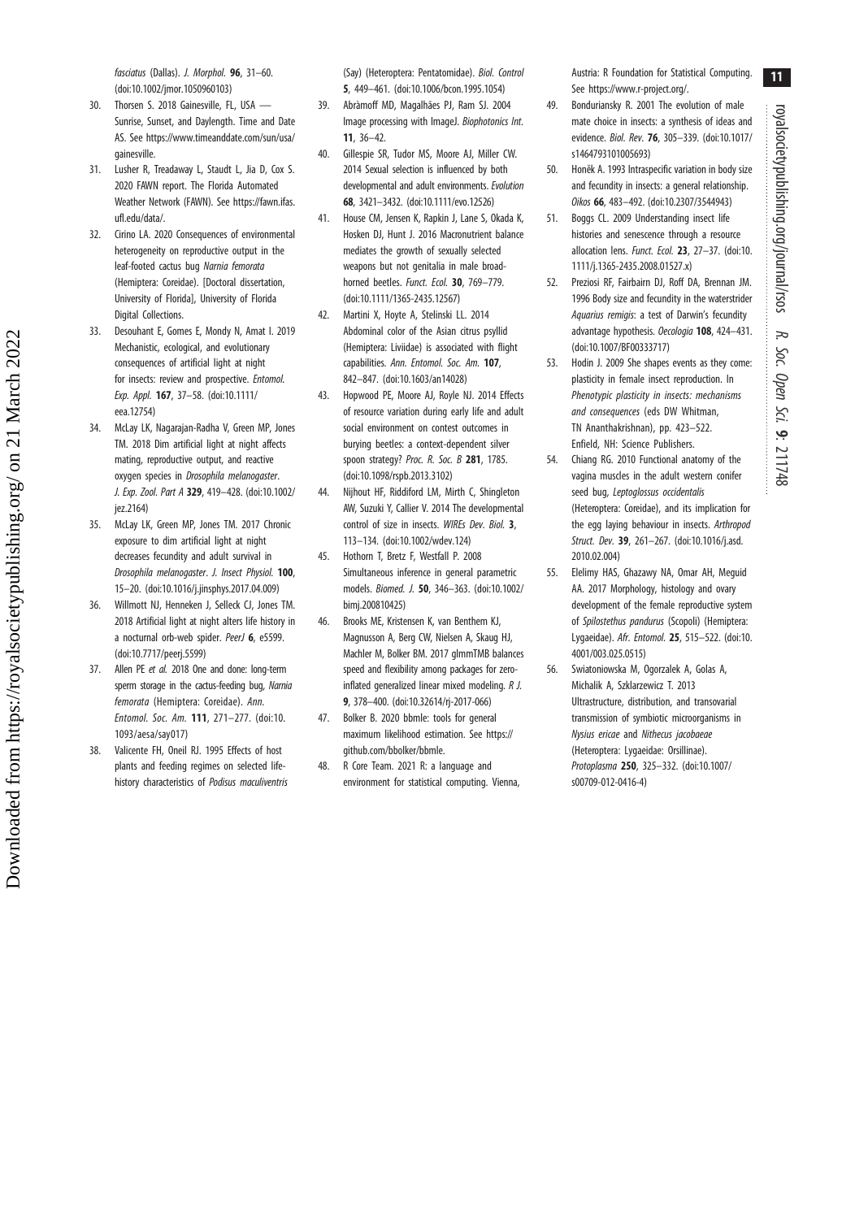fasciatus (Dallas). *J. Morphol.* **96**, 31–60. (doi:10.1002/jmor.1050960103)

30. Thorsen S. 2018 Gainesville, FL, USA — Sunrise, Sunset, and Daylength. Time and Date AS. See https://www.timeanddate.com/sun/usa/gainesville.
31. Lusher R, Treadaway L, Staudt L, Jia D, Cox S. 2020 FAWN report. The Florida Automated Weather Network (FAWN). See https://fawn.ifas.ufl.edu/data/.
32. Cirino LA. 2020 Consequences of environmental heterogeneity on reproductive output in the leaf-footed cactus bug *Narnia femorata* (Hemiptera: Coreidae). [Doctoral dissertation, University of Florida], University of Florida Digital Collections.
33. Desouhant E, Gomes E, Mondy N, Amat I. 2019 Mechanistic, ecological, and evolutionary consequences of artificial light at night for insects: review and prospective. *Entomol. Exp. Appl.* **167**, 37–58. (doi:10.1111/eea.12754)
34. McLay LK, Nagarajan-Radha V, Green MP, Jones TM. 2018 Dim artificial light at night affects mating, reproductive output, and reactive oxygen species in *Drosophila melanogaster*. *J. Exp. Zool. Part A* **329**, 419–428. (doi:10.1002/jez.2164)
35. McLay LK, Green MP, Jones TM. 2017 Chronic exposure to dim artificial light at night decreases fecundity and adult survival in *Drosophila melanogaster*. *J. Insect Physiol.* **100**, 15–20. (doi:10.1016/j.jinsphys.2017.04.009)
36. Willmott NJ, Henneken J, Selleck CJ, Jones TM. 2018 Artificial light at night alters life history in a nocturnal orb-web spider. *PeerJ* **6**, e5599. (doi:10.7717/peerj.5599)
37. Allen PE *et al.* 2018 One and done: long-term sperm storage in the cactus-feeding bug, *Narnia femorata* (Hemiptera: Coreidae). *Ann. Entomol. Soc. Am.* **111**, 271–277. (doi:10.1093/aesa/say017)
38. Valicente FH, Oneil RJ. 1995 Effects of host plants and feeding regimes on selected life-history characteristics of *Podisus maculiventris* (Say) (Heteroptera: Pentatomidae). *Biol. Control* **5**, 449–461. (doi:10.1006/bcon.1995.1054)
39. Abràmoff MD, Magalhães PJ, Ram SJ. 2004 Image processing with ImageJ. *Biophotonics Int.* **11**, 36–42.
40. Gillespie SR, Tudor MS, Moore AJ, Miller CW. 2014 Sexual selection is influenced by both developmental and adult environments. *Evolution* **68**, 3421–3432. (doi:10.1111/evo.12526)
41. House CM, Jensen K, Rapkin J, Lane S, Okada K, Hosken DJ, Hunt J. 2016 Macronutrient balance mediates the growth of sexually selected weapons but not genitalia in male broad-horned beetles. *Funct. Ecol.* **30**, 769–779. (doi:10.1111/1365-2435.12567)
42. Martini X, Hoyte A, Stelinski LL. 2014 Abdominal color of the Asian citrus psyllid (Hemiptera: Liviidae) is associated with flight capabilities. *Ann. Entomol. Soc. Am.* **107**, 842–847. (doi:10.1603/an14028)
43. Hopwood PE, Moore AJ, Royle NJ. 2014 Effects of resource variation during early life and adult social environment on contest outcomes in burying beetles: a context-dependent silver spoon strategy? *Proc. R. Soc. B* **281**, 1785. (doi:10.1098/rspb.2013.3102)
44. Nijhout HF, Riddiford LM, Mirth C, Shingleton AW, Suzuki Y, Callier V. 2014 The developmental control of size in insects. *WIREs Dev. Biol.* **3**, 113–134. (doi:10.1002/wdev.124)
45. Hothorn T, Bretz F, Westfall P. 2008 Simultaneous inference in general parametric models. *Biomed. J.* **50**, 346–363. (doi:10.1002/bimj.200810425)
46. Brooks ME, Kristensen K, van Benthem KJ, Magnusson A, Berg CW, Nielsen A, Skaug HJ, Machler M, Bolker BM. 2017 glmmTMB balances speed and flexibility among packages for zero-inflated generalized linear mixed modeling. *R J.* **9**, 378–400. (doi:10.32614/rj-2017-066)
47. Bolker B. 2020 bbmle: tools for general maximum likelihood estimation. See https://github.com/bbolker/bbmle.
48. R Core Team. 2021 R: a language and environment for statistical computing. Vienna, Austria: R Foundation for Statistical Computing. See https://www.r-project.org/.
49. Bonduriansky R. 2001 The evolution of male mate choice in insects: a synthesis of ideas and evidence. *Biol. Rev.* **76**, 305–339. (doi:10.1017/s1464793101005693)
50. Honěk A. 1993 Intraspecific variation in body size and fecundity in insects: a general relationship. *Oikos* **66**, 483–492. (doi:10.2307/3544943)
51. Boggs CL. 2009 Understanding insect life histories and senescence through a resource allocation lens. *Funct. Ecol.* **23**, 27–37. (doi:10.1111/j.1365-2435.2008.01527.x)
52. Preziosi RF, Fairbairn DJ, Roff DA, Brennan JM. 1996 Body size and fecundity in the waterstrider *Aquarius remigis*: a test of Darwin's fecundity advantage hypothesis. *Oecologia* **108**, 424–431. (doi:10.1007/BF00333717)
53. Hodin J. 2009 She shapes events as they come: plasticity in female insect reproduction. In *Phenotypic plasticity in insects: mechanisms and consequences* (eds DW Whitman, TN Ananthakrishnan), pp. 423–522. Enfield, NH: Science Publishers.
54. Chiang RG. 2010 Functional anatomy of the vagina muscles in the adult western conifer seed bug, *Leptoglossus occidentalis* (Heteroptera: Coreidae), and its implication for the egg laying behaviour in insects. *Arthropod Struct. Dev.* **39**, 261–267. (doi:10.1016/j.asd.2010.02.004)
55. Elelimy HAS, Ghazawy NA, Omar AH, Meguid AA. 2017 Morphology, histology and ovary development of the female reproductive system of *Spilostethus pandurus* (Scopoli) (Hemiptera: Lygaeidae). *Afr. Entomol.* **25**, 515–522. (doi:10.4001/003.025.0515)
56. Swiatoniowska M, Ogorzalek A, Golas A, Michalik A, Szklarzewicz T. 2013 Ultrastructure, distribution, and transovarial transmission of symbiotic microorganisms in *Nysius ericae* and *Nithecus jacobaeae* (Heteroptera: Lygaeidae: Orsillinae). *Protoplasma* **250**, 325–332. (doi:10.1007/s00709-012-0416-4)